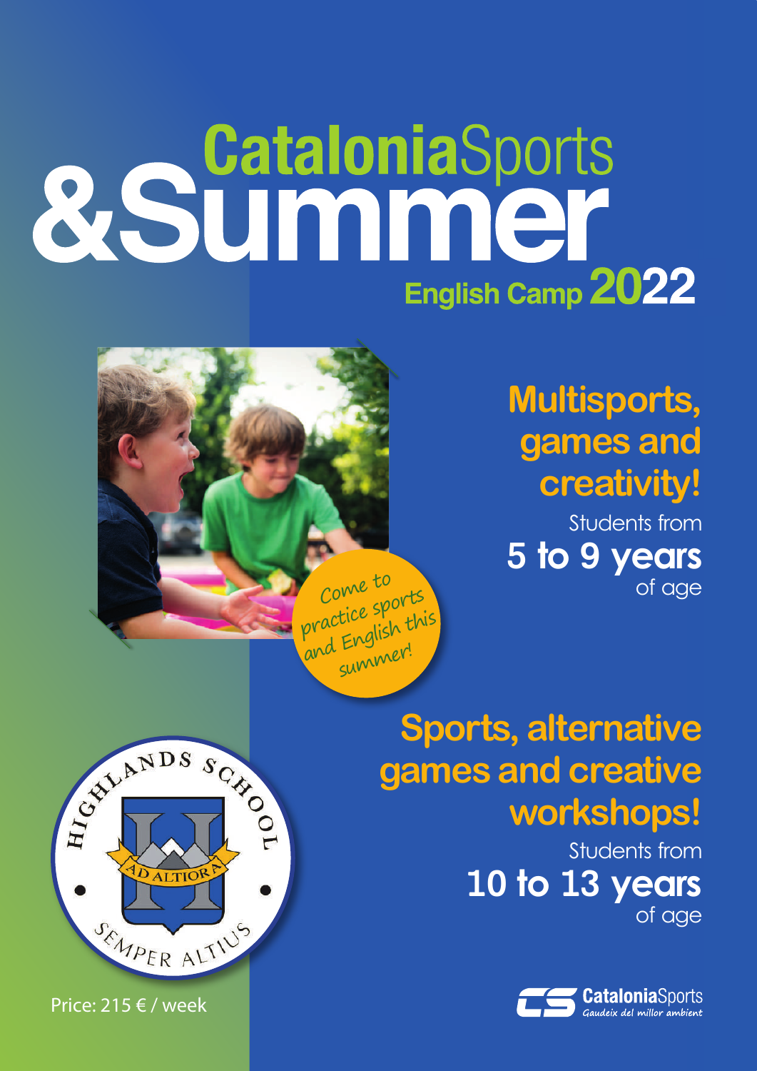# CataloniaSports & Summer

## English Camp 2022

Come to practice sports and English this summer!

### Multisports, games and creativity!

Students from **5 to 9 years** of age

### Sports, alternative games and creative workshops!

Students from **10 to 13 years** of age

HIGHLANDS SCHOOL
AD ALTIORA
SEMPER ALTIUS

Price: 215 € / week

**CataloniaSports**
*Gaudeix del millor ambient*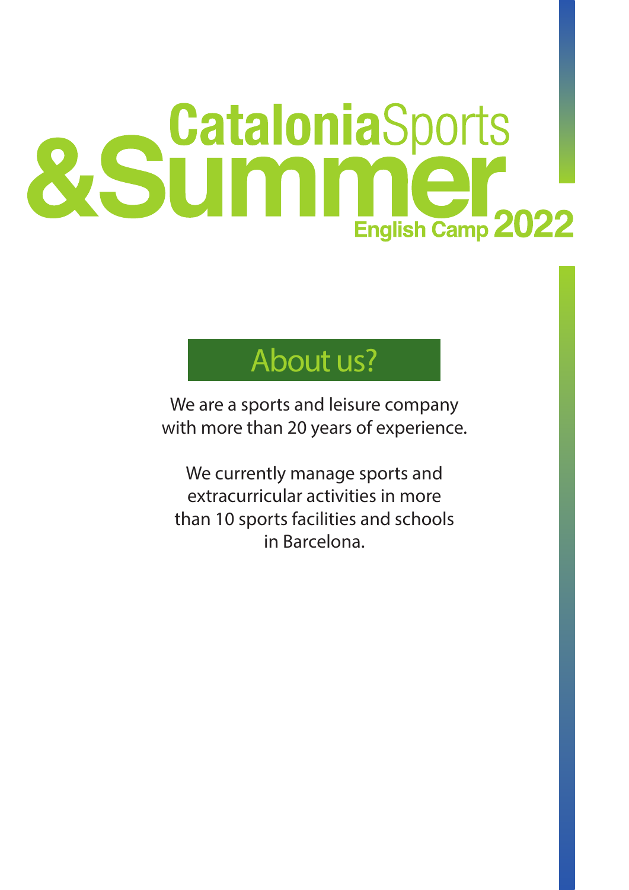# CataloniaSports &Summer English Camp 2022

## About us?

We are a sports and leisure company with more than 20 years of experience.

We currently manage sports and extracurricular activities in more than 10 sports facilities and schools in Barcelona.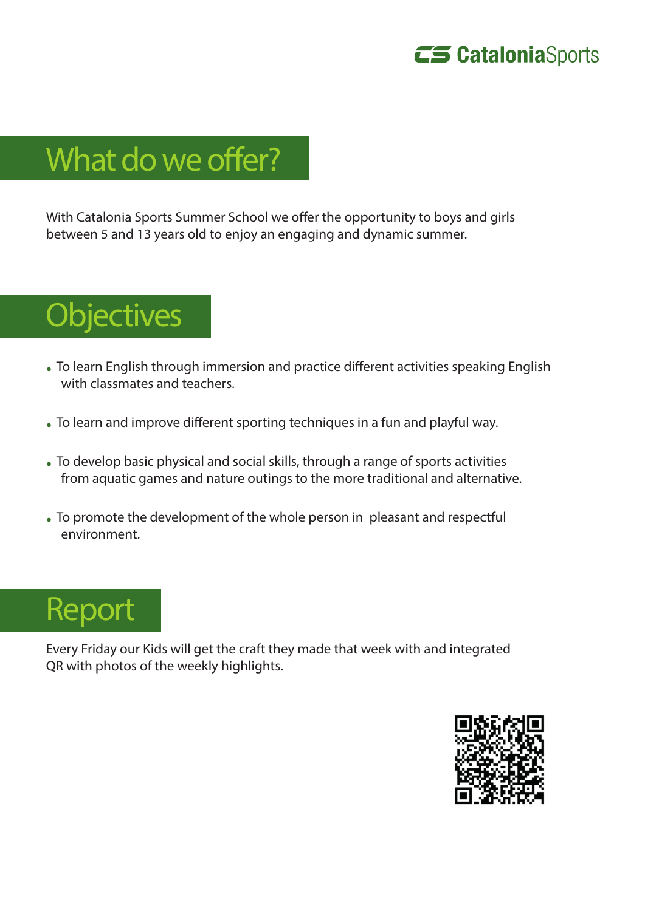# What do we offer?

With Catalonia Sports Summer School we offer the opportunity to boys and girls between 5 and 13 years old to enjoy an engaging and dynamic summer.

# Objectives

- To learn English through immersion and practice different activities speaking English with classmates and teachers.
- To learn and improve different sporting techniques in a fun and playful way.
- To develop basic physical and social skills, through a range of sports activities from aquatic games and nature outings to the more traditional and alternative.
- To promote the development of the whole person in pleasant and respectful environment.

# Report

Every Friday our Kids will get the craft they made that week with and integrated QR with photos of the weekly highlights.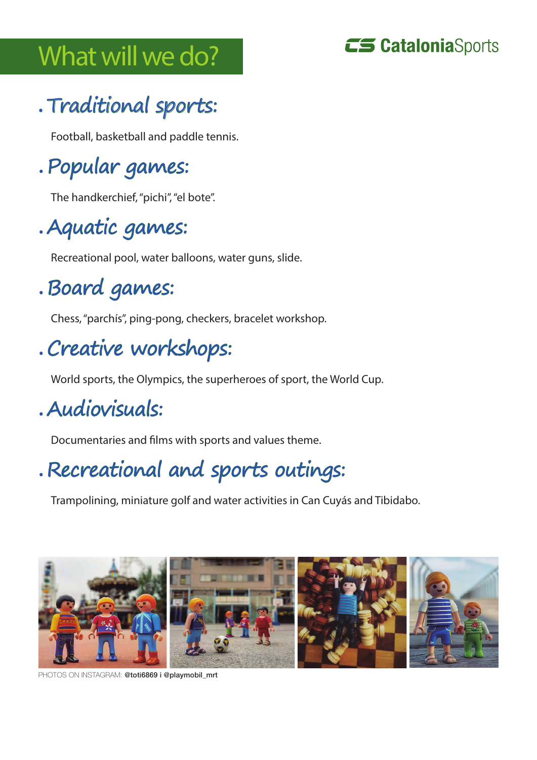# What will we do?

CatalonicaSports

## . Traditional sports:

Football, basketball and paddle tennis.

## . Popular games:

The handkerchief, "pichi", "el bote".

## . Aquatic games:

Recreational pool, water balloons, water guns, slide.

## . Board games:

Chess, "parchís", ping-pong, checkers, bracelet workshop.

## . Creative workshops:

World sports, the Olympics, the superheroes of sport, the World Cup.

## . Audiovisuals:

Documentaries and films with sports and values theme.

## . Recreational and sports outings:

Trampolining, miniature golf and water activities in Can Cuyás and Tibidabo.

PHOTOS ON INSTAGRAM: **@toti6869 i @playmobil_mrt**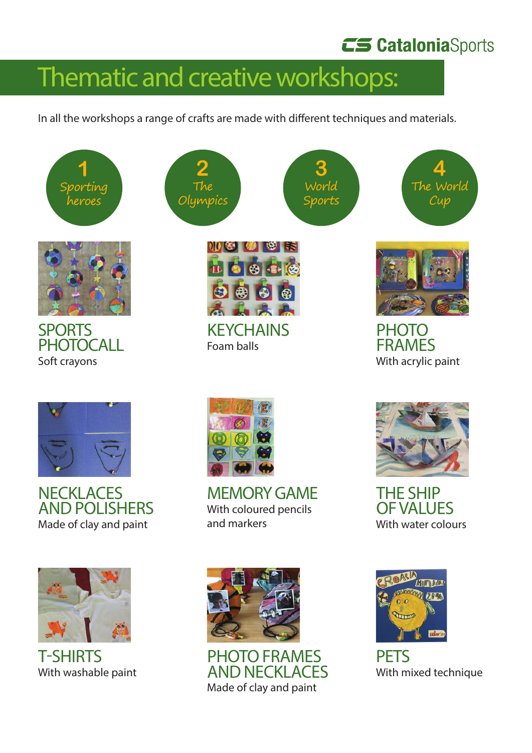# Thematic and creative workshops:

In all the workshops a range of crafts are made with different techniques and materials.

**1** Sporting heroes

**2** The Olympics

**3** World Sports

**4** The World Cup

### SPORTS PHOTOCALL
Soft crayons

### KEYCHAINS
Foam balls

### PHOTO FRAMES
With acrylic paint

### NECKLACES AND POLISHERS
Made of clay and paint

### MEMORY GAME
With coloured pencils and markers

### THE SHIP OF VALUES
With water colours

### T-SHIRTS
With washable paint

### PHOTO FRAMES AND NECKLACES
Made of clay and paint

### PETS
With mixed technique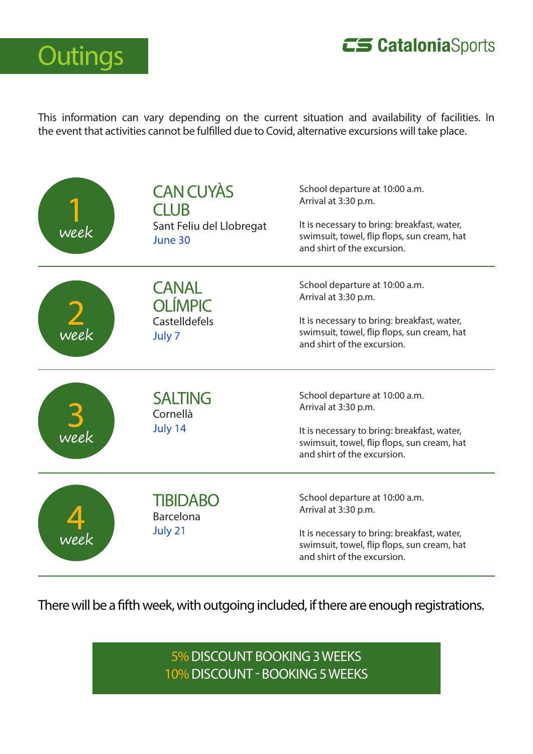# Outings

**CS CataloniaSports**

This information can vary depending on the current situation and availability of facilities. In the event that activities cannot be fulfilled due to Covid, alternative excursions will take place.

## 1 week

### CAN CUYÀS CLUB

Sant Feliu del Llobregat
June 30

School departure at 10:00 a.m.
Arrival at 3:30 p.m.

It is necessary to bring: breakfast, water, swimsuit, towel, flip flops, sun cream, hat and shirt of the excursion.

## 2 week

### CANAL OLÍMPIC

Castelldefels
July 7

School departure at 10:00 a.m.
Arrival at 3:30 p.m.

It is necessary to bring: breakfast, water, swimsuit, towel, flip flops, sun cream, hat and shirt of the excursion.

## 3 week

### SALTING

Cornellà
July 14

School departure at 10:00 a.m.
Arrival at 3:30 p.m.

It is necessary to bring: breakfast, water, swimsuit, towel, flip flops, sun cream, hat and shirt of the excursion.

## 4 week

### TIBIDABO

Barcelona
July 21

School departure at 10:00 a.m.
Arrival at 3:30 p.m.

It is necessary to bring: breakfast, water, swimsuit, towel, flip flops, sun cream, hat and shirt of the excursion.

There will be a fifth week, with outgoing included, if there are enough registrations.

**5% DISCOUNT BOOKING 3 WEEKS**
**10% DISCOUNT - BOOKING 5 WEEKS**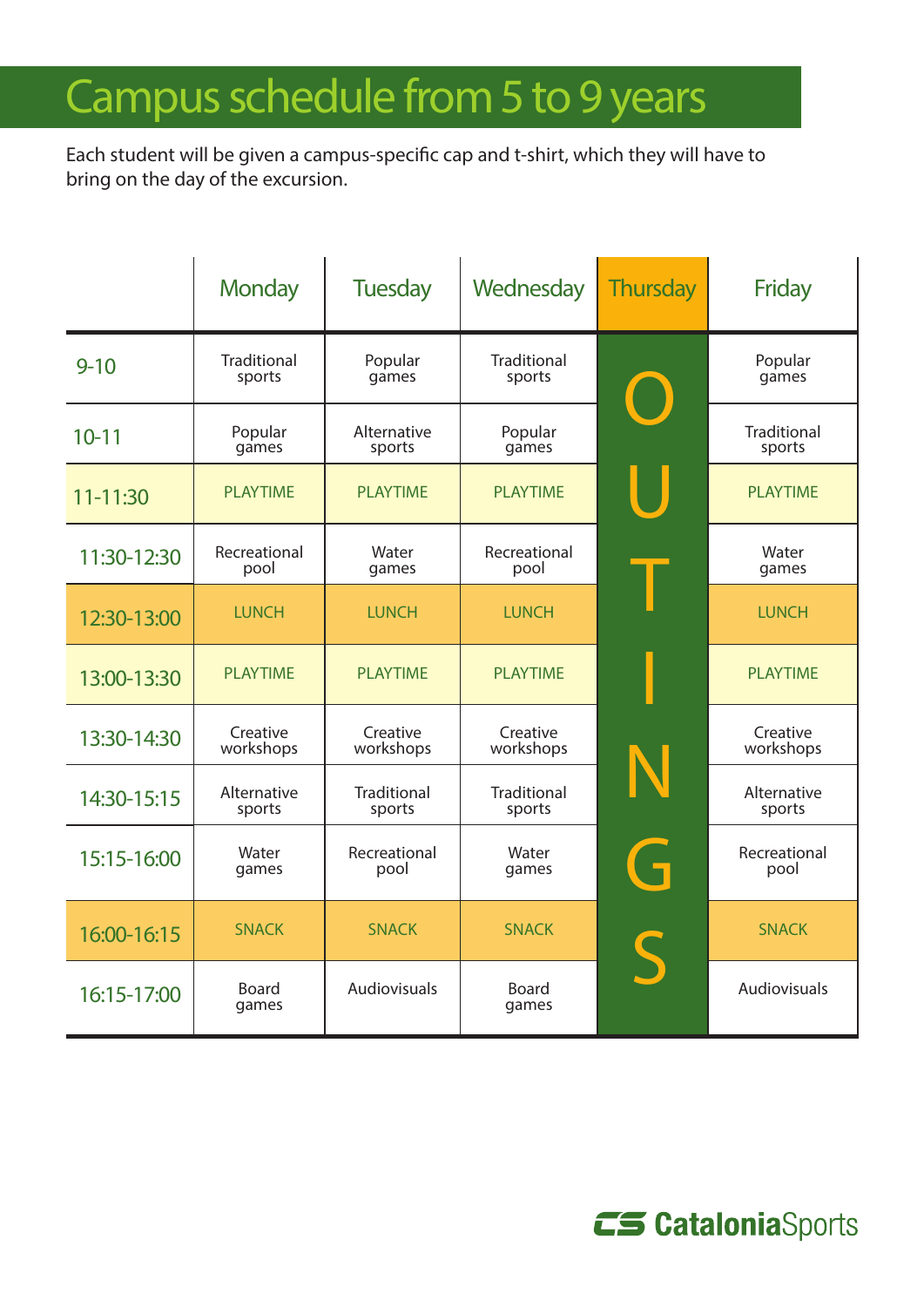# Campus schedule from 5 to 9 years

Each student will be given a campus-specific cap and t-shirt, which they will have to bring on the day of the excursion.

| | Monday | Tuesday | Wednesday | Thursday | Friday |
|---|---|---|---|---|---|
| 9-10 | Traditional sports | Popular games | Traditional sports | OUTINGS | Popular games |
| 10-11 | Popular games | Alternative sports | Popular games | | Traditional sports |
| 11-11:30 | PLAYTIME | PLAYTIME | PLAYTIME | | PLAYTIME |
| 11:30-12:30 | Recreational pool | Water games | Recreational pool | | Water games |
| 12:30-13:00 | LUNCH | LUNCH | LUNCH | | LUNCH |
| 13:00-13:30 | PLAYTIME | PLAYTIME | PLAYTIME | | PLAYTIME |
| 13:30-14:30 | Creative workshops | Creative workshops | Creative workshops | | Creative workshops |
| 14:30-15:15 | Alternative sports | Traditional sports | Traditional sports | | Alternative sports |
| 15:15-16:00 | Water games | Recreational pool | Water games | | Recreational pool |
| 16:00-16:15 | SNACK | SNACK | SNACK | | SNACK |
| 16:15-17:00 | Board games | Audiovisuals | Board games | | Audiovisuals |

CataloniaSports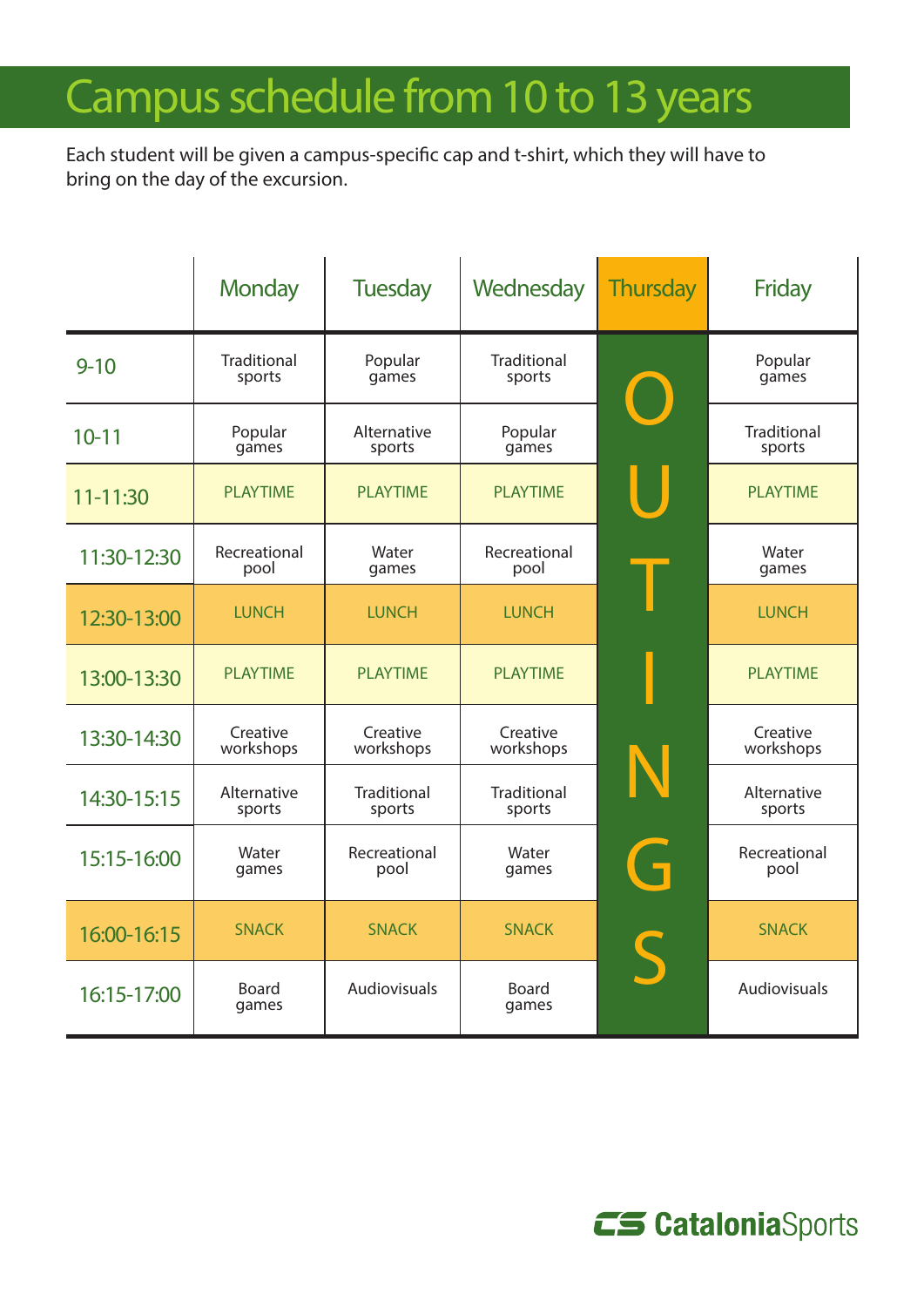# Campus schedule from 10 to 13 years

Each student will be given a campus-specific cap and t-shirt, which they will have to bring on the day of the excursion.

| | Monday | Tuesday | Wednesday | Thursday | Friday |
|---|---|---|---|---|---|
| 9-10 | Traditional sports | Popular games | Traditional sports | OUTINGS | Popular games |
| 10-11 | Popular games | Alternative sports | Popular games | | Traditional sports |
| 11-11:30 | PLAYTIME | PLAYTIME | PLAYTIME | | PLAYTIME |
| 11:30-12:30 | Recreational pool | Water games | Recreational pool | | Water games |
| 12:30-13:00 | LUNCH | LUNCH | LUNCH | | LUNCH |
| 13:00-13:30 | PLAYTIME | PLAYTIME | PLAYTIME | | PLAYTIME |
| 13:30-14:30 | Creative workshops | Creative workshops | Creative workshops | | Creative workshops |
| 14:30-15:15 | Alternative sports | Traditional sports | Traditional sports | | Alternative sports |
| 15:15-16:00 | Water games | Recreational pool | Water games | | Recreational pool |
| 16:00-16:15 | SNACK | SNACK | SNACK | | SNACK |
| 16:15-17:00 | Board games | Audiovisuals | Board games | | Audiovisuals |

CataloniaSports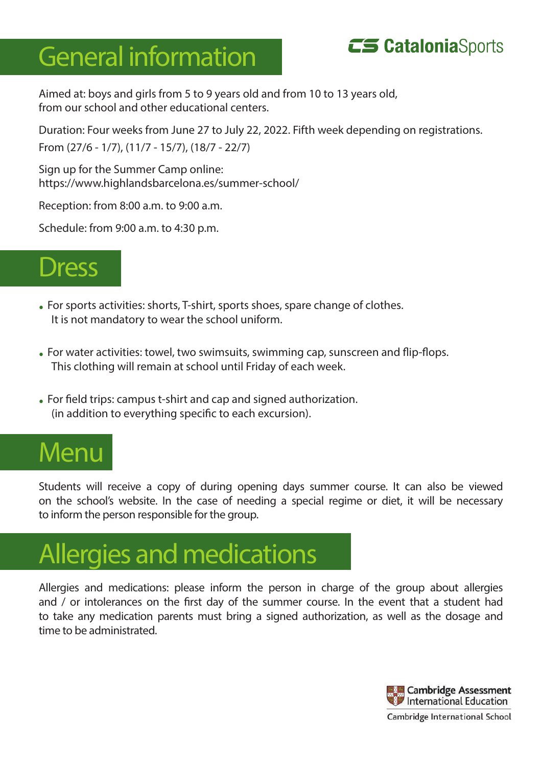# General information

CataloniaSports

Aimed at: boys and girls from 5 to 9 years old and from 10 to 13 years old, from our school and other educational centers.

Duration: Four weeks from June 27 to July 22, 2022. Fifth week depending on registrations. From (27/6 - 1/7), (11/7 - 15/7), (18/7 - 22/7)

Sign up for the Summer Camp online: https://www.highlandsbarcelona.es/summer-school/

Reception: from 8:00 a.m. to 9:00 a.m.

Schedule: from 9:00 a.m. to 4:30 p.m.

# Dress

- For sports activities: shorts, T-shirt, sports shoes, spare change of clothes. It is not mandatory to wear the school uniform.
- For water activities: towel, two swimsuits, swimming cap, sunscreen and flip-flops. This clothing will remain at school until Friday of each week.
- For field trips: campus t-shirt and cap and signed authorization. (in addition to everything specific to each excursion).

# Menu

Students will receive a copy of during opening days summer course. It can also be viewed on the school's website. In the case of needing a special regime or diet, it will be necessary to inform the person responsible for the group.

# Allergies and medications

Allergies and medications: please inform the person in charge of the group about allergies and / or intolerances on the first day of the summer course. In the event that a student had to take any medication parents must bring a signed authorization, as well as the dosage and time to be administrated.

Cambridge Assessment International Education

Cambridge International School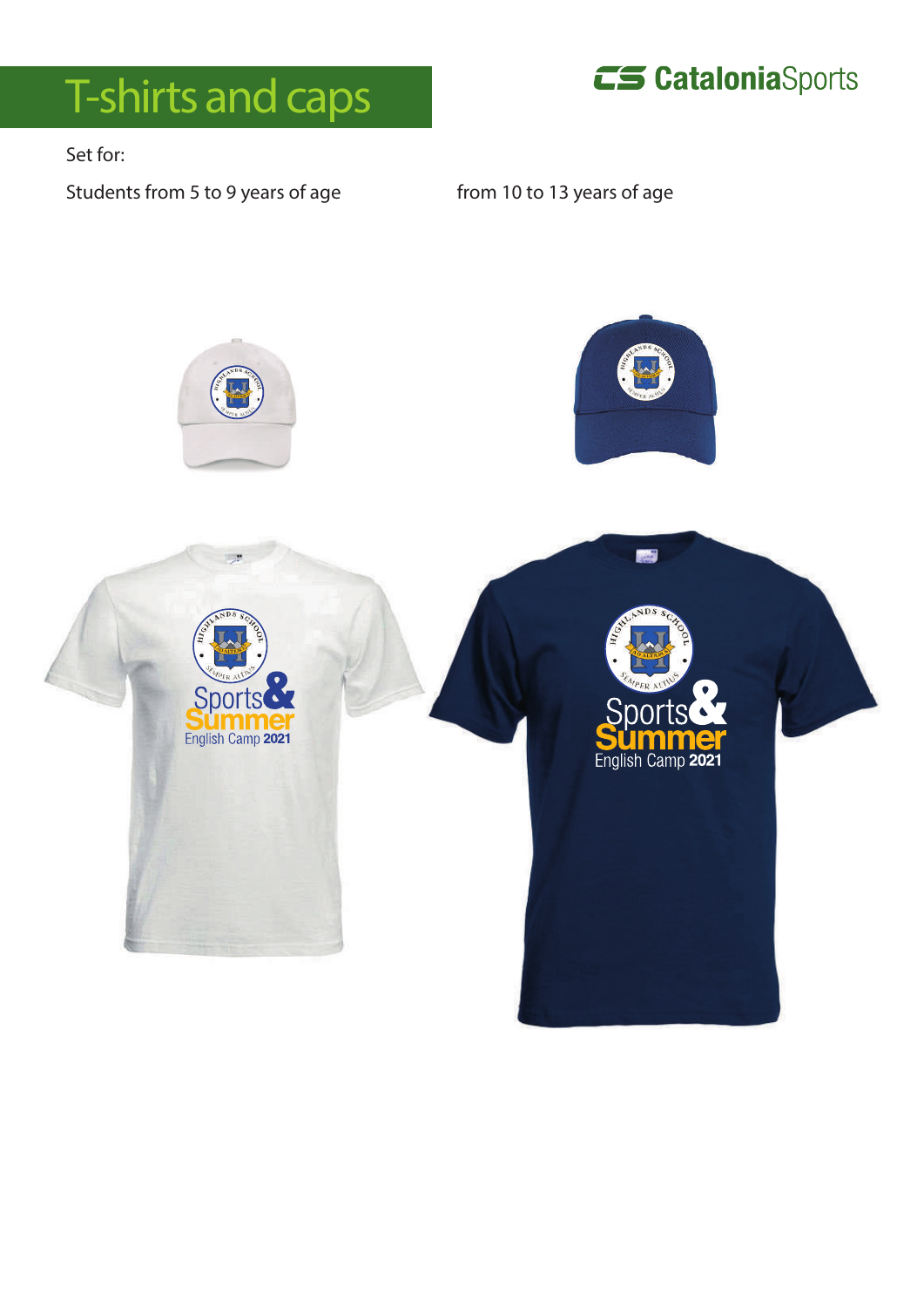# T-shirts and caps

**CS CataloniaSports**

Set for:

Students from 5 to 9 years of age

from 10 to 13 years of age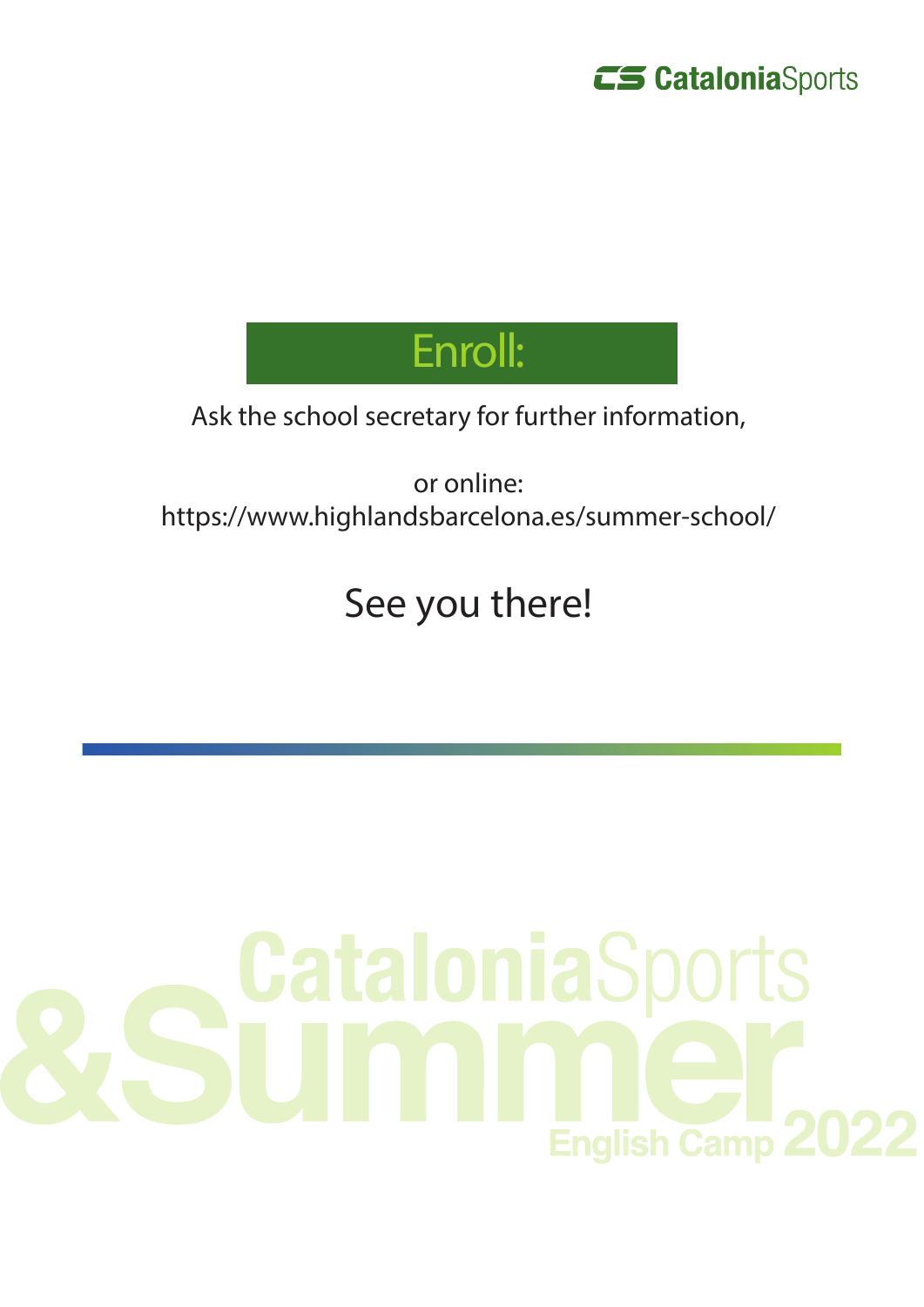CataloniaSports

## Enroll:

Ask the school secretary for further information,

or online:
https://www.highlandsbarcelona.es/summer-school/

See you there!

CataloniaSports &Summer English Camp 2022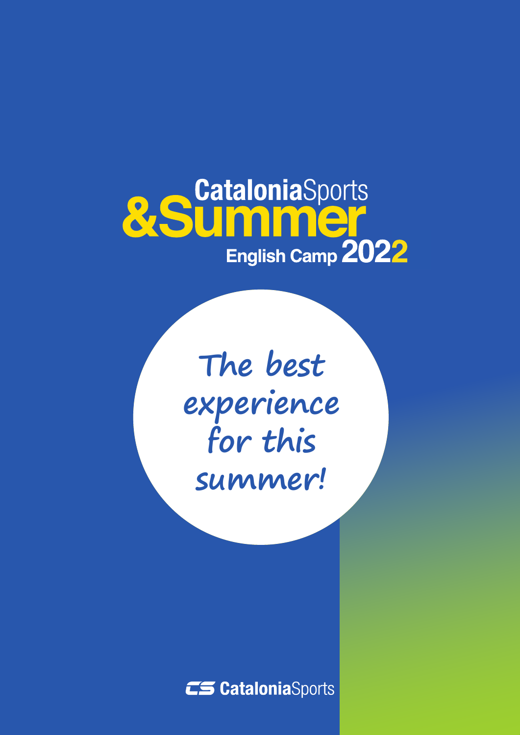# CataloniaSports &Summer English Camp 2022

The best experience for this summer!

CataloniaSports